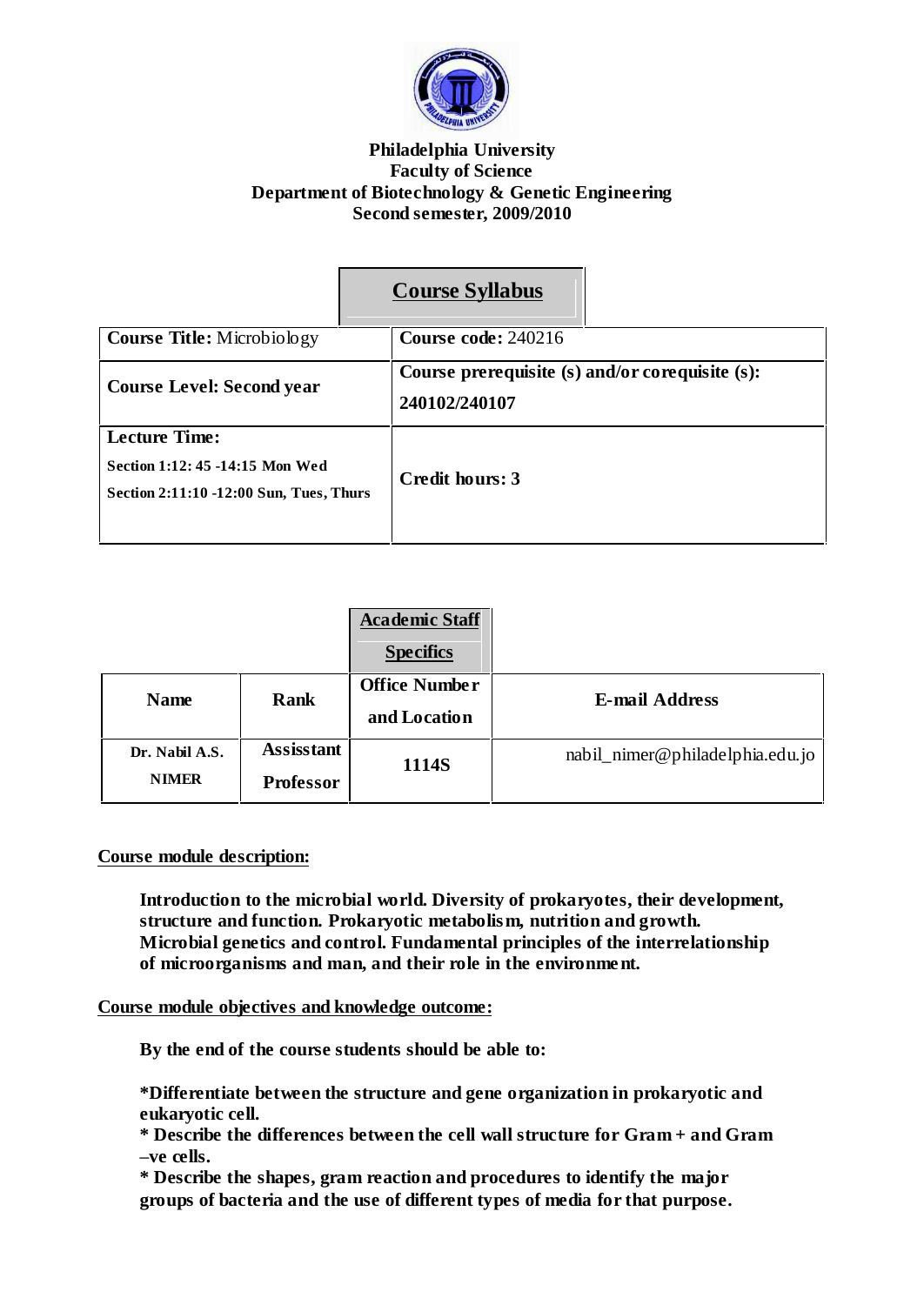**Philadelphia University**
**Faculty of Science**
**Department of Biotechnology & Genetic Engineering**
**Second semester, 2009/2010**

## Course Syllabus

| **Course Title:** Microbiology | **Course code:** 240216 |
|---|---|
| **Course Level: Second year** | **Course prerequisite (s) and/or corequisite (s): 240102/240107** |
| **Lecture Time:** **Section 1:12: 45 -14:15 Mon Wed** **Section 2:11:10 -12:00 Sun, Tues, Thurs** | **Credit hours: 3** |

### Academic Staff Specifics

| Name | Rank | Office Number and Location | E-mail Address |
|---|---|---|---|
| **Dr. Nabil A.S. NIMER** | **Assisstant Professor** | **1114S** | nabil_nimer@philadelphia.edu.jo |

**Course module description:**

**Introduction to the microbial world. Diversity of prokaryotes, their development, structure and function. Prokaryotic metabolism, nutrition and growth. Microbial genetics and control. Fundamental principles of the interrelationship of microorganisms and man, and their role in the environment.**

**Course module objectives and knowledge outcome:**

**By the end of the course students should be able to:**

**\*Differentiate between the structure and gene organization in prokaryotic and eukaryotic cell.**
**\* Describe the differences between the cell wall structure for Gram + and Gram –ve cells.**
**\* Describe the shapes, gram reaction and procedures to identify the major groups of bacteria and the use of different types of media for that purpose.**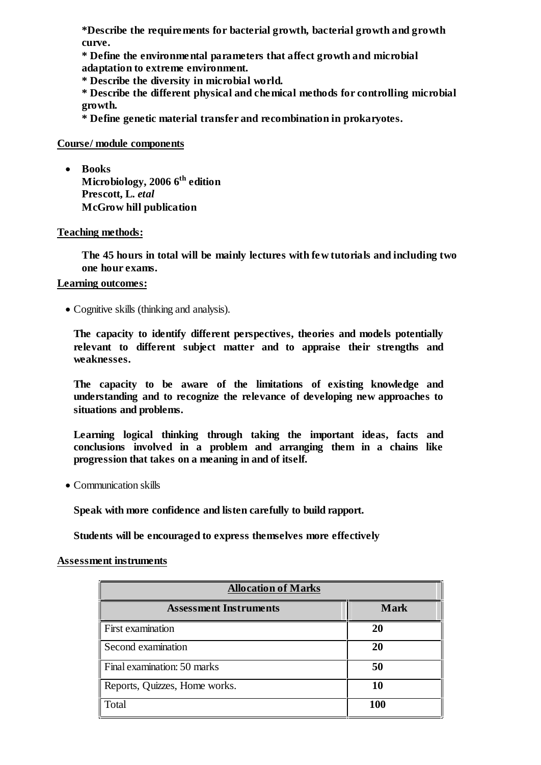**\*Describe the requirements for bacterial growth, bacterial growth and growth curve.**

**\* Define the environmental parameters that affect growth and microbial adaptation to extreme environment.**

**\* Describe the diversity in microbial world.**

**\* Describe the different physical and chemical methods for controlling microbial growth.**

**\* Define genetic material transfer and recombination in prokaryotes.**

**Course/ module components**

- **Books**
  **Microbiology, 2006 6th edition**
  **Prescott, L. *etal***
  **McGrow hill publication**

**Teaching methods:**

**The 45 hours in total will be mainly lectures with few tutorials and including two one hour exams.**

**Learning outcomes:**

- Cognitive skills (thinking and analysis).

**The capacity to identify different perspectives, theories and models potentially relevant to different subject matter and to appraise their strengths and weaknesses.**

**The capacity to be aware of the limitations of existing knowledge and understanding and to recognize the relevance of developing new approaches to situations and problems.**

**Learning logical thinking through taking the important ideas, facts and conclusions involved in a problem and arranging them in a chains like progression that takes on a meaning in and of itself.**

- Communication skills

**Speak with more confidence and listen carefully to build rapport.**

**Students will be encouraged to express themselves more effectively**

**Assessment instruments**

| **Allocation of Marks** | |
|---|---|
| **Assessment Instruments** | **Mark** |
| First examination | **20** |
| Second examination | **20** |
| Final examination: 50 marks | **50** |
| Reports, Quizzes, Home works. | **10** |
| Total | **100** |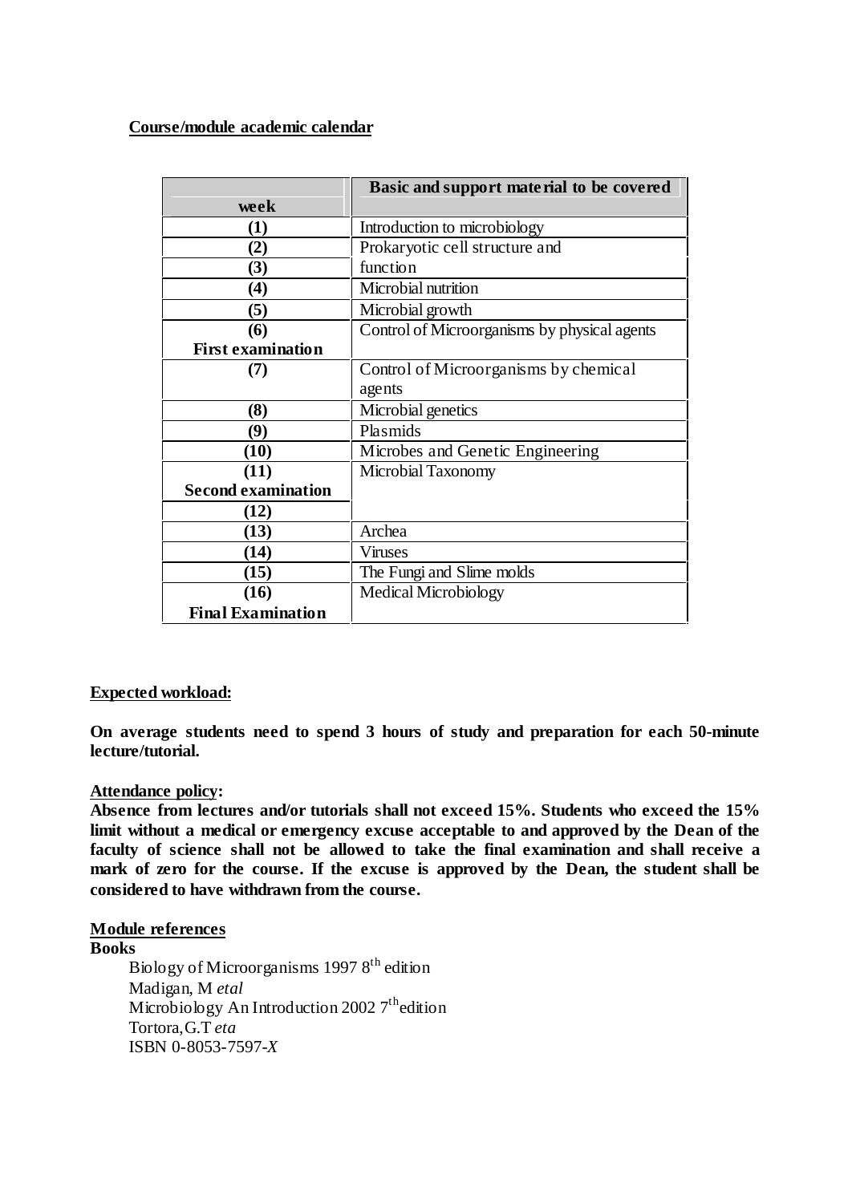**Course/module academic calendar**

| week | Basic and support material to be covered |
|---|---|
| (1) | Introduction to microbiology |
| (2) | Prokaryotic cell structure and |
| (3) | function |
| (4) | Microbial nutrition |
| (5) | Microbial growth |
| (6) **First examination** | Control of Microorganisms by physical agents |
| (7) | Control of Microorganisms by chemical agents |
| (8) | Microbial genetics |
| (9) | Plasmids |
| (10) | Microbes and Genetic Engineering |
| (11) **Second examination** | Microbial Taxonomy |
| (12) | |
| (13) | Archea |
| (14) | Viruses |
| (15) | The Fungi and Slime molds |
| (16) **Final Examination** | Medical Microbiology |

**Expected workload:**

**On average students need to spend 3 hours of study and preparation for each 50-minute lecture/tutorial.**

**Attendance policy:**

**Absence from lectures and/or tutorials shall not exceed 15%. Students who exceed the 15% limit without a medical or emergency excuse acceptable to and approved by the Dean of the faculty of science shall not be allowed to take the final examination and shall receive a mark of zero for the course. If the excuse is approved by the Dean, the student shall be considered to have withdrawn from the course.**

**Module references**

**Books**

Biology of Microorganisms 1997 8th edition
Madigan, M *etal*
Microbiology An Introduction 2002 7th edition
Tortora, G.T *eta*
ISBN 0-8053-7597-*X*